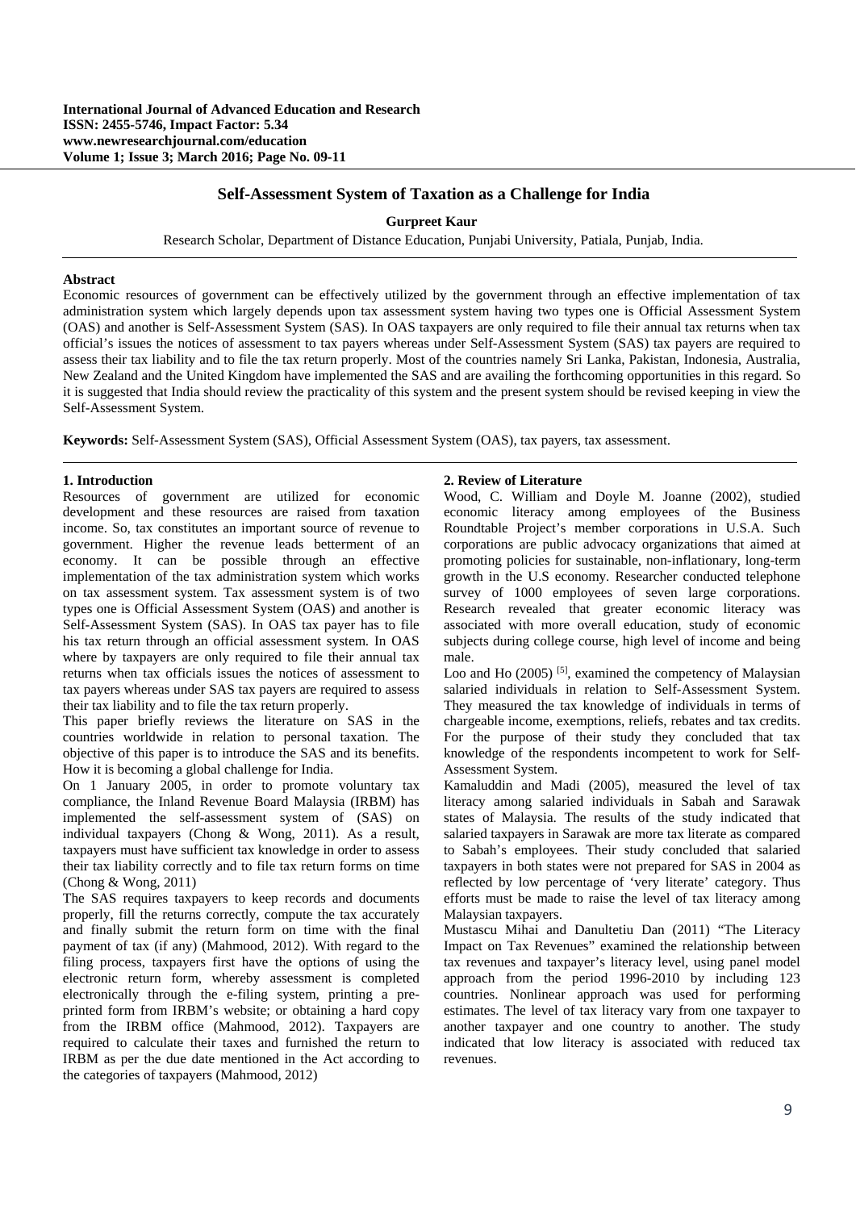# Self-Assessment System of Taxation as a Challenge for India

**Gurpreet Kaur**

Research Scholar, Department of Distance Education, Punjabi University, Patiala, Punjab, India.

**Abstract**

Economic resources of government can be effectively utilized by the government through an effective implementation of tax administration system which largely depends upon tax assessment system having two types one is Official Assessment System (OAS) and another is Self-Assessment System (SAS). In OAS taxpayers are only required to file their annual tax returns when tax official's issues the notices of assessment to tax payers whereas under Self-Assessment System (SAS) tax payers are required to assess their tax liability and to file the tax return properly. Most of the countries namely Sri Lanka, Pakistan, Indonesia, Australia, New Zealand and the United Kingdom have implemented the SAS and are availing the forthcoming opportunities in this regard. So it is suggested that India should review the practicality of this system and the present system should be revised keeping in view the Self-Assessment System.

**Keywords:** Self-Assessment System (SAS), Official Assessment System (OAS), tax payers, tax assessment.

## 1. Introduction

Resources of government are utilized for economic development and these resources are raised from taxation income. So, tax constitutes an important source of revenue to government. Higher the revenue leads betterment of an economy. It can be possible through an effective implementation of the tax administration system which works on tax assessment system. Tax assessment system is of two types one is Official Assessment System (OAS) and another is Self-Assessment System (SAS). In OAS tax payer has to file his tax return through an official assessment system. In OAS where by taxpayers are only required to file their annual tax returns when tax officials issues the notices of assessment to tax payers whereas under SAS tax payers are required to assess their tax liability and to file the tax return properly.

This paper briefly reviews the literature on SAS in the countries worldwide in relation to personal taxation. The objective of this paper is to introduce the SAS and its benefits. How it is becoming a global challenge for India.

On 1 January 2005, in order to promote voluntary tax compliance, the Inland Revenue Board Malaysia (IRBM) has implemented the self-assessment system of (SAS) on individual taxpayers (Chong & Wong, 2011). As a result, taxpayers must have sufficient tax knowledge in order to assess their tax liability correctly and to file tax return forms on time (Chong & Wong, 2011)

The SAS requires taxpayers to keep records and documents properly, fill the returns correctly, compute the tax accurately and finally submit the return form on time with the final payment of tax (if any) (Mahmood, 2012). With regard to the filing process, taxpayers first have the options of using the electronic return form, whereby assessment is completed electronically through the e-filing system, printing a pre-printed form from IRBM's website; or obtaining a hard copy from the IRBM office (Mahmood, 2012). Taxpayers are required to calculate their taxes and furnished the return to IRBM as per the due date mentioned in the Act according to the categories of taxpayers (Mahmood, 2012)

## 2. Review of Literature

Wood, C. William and Doyle M. Joanne (2002), studied economic literacy among employees of the Business Roundtable Project's member corporations in U.S.A. Such corporations are public advocacy organizations that aimed at promoting policies for sustainable, non-inflationary, long-term growth in the U.S economy. Researcher conducted telephone survey of 1000 employees of seven large corporations. Research revealed that greater economic literacy was associated with more overall education, study of economic subjects during college course, high level of income and being male.

Loo and Ho (2005) [5], examined the competency of Malaysian salaried individuals in relation to Self-Assessment System. They measured the tax knowledge of individuals in terms of chargeable income, exemptions, reliefs, rebates and tax credits. For the purpose of their study they concluded that tax knowledge of the respondents incompetent to work for Self-Assessment System.

Kamaluddin and Madi (2005), measured the level of tax literacy among salaried individuals in Sabah and Sarawak states of Malaysia. The results of the study indicated that salaried taxpayers in Sarawak are more tax literate as compared to Sabah's employees. Their study concluded that salaried taxpayers in both states were not prepared for SAS in 2004 as reflected by low percentage of 'very literate' category. Thus efforts must be made to raise the level of tax literacy among Malaysian taxpayers.

Mustascu Mihai and Danultetiu Dan (2011) "The Literacy Impact on Tax Revenues" examined the relationship between tax revenues and taxpayer's literacy level, using panel model approach from the period 1996-2010 by including 123 countries. Nonlinear approach was used for performing estimates. The level of tax literacy vary from one taxpayer to another taxpayer and one country to another. The study indicated that low literacy is associated with reduced tax revenues.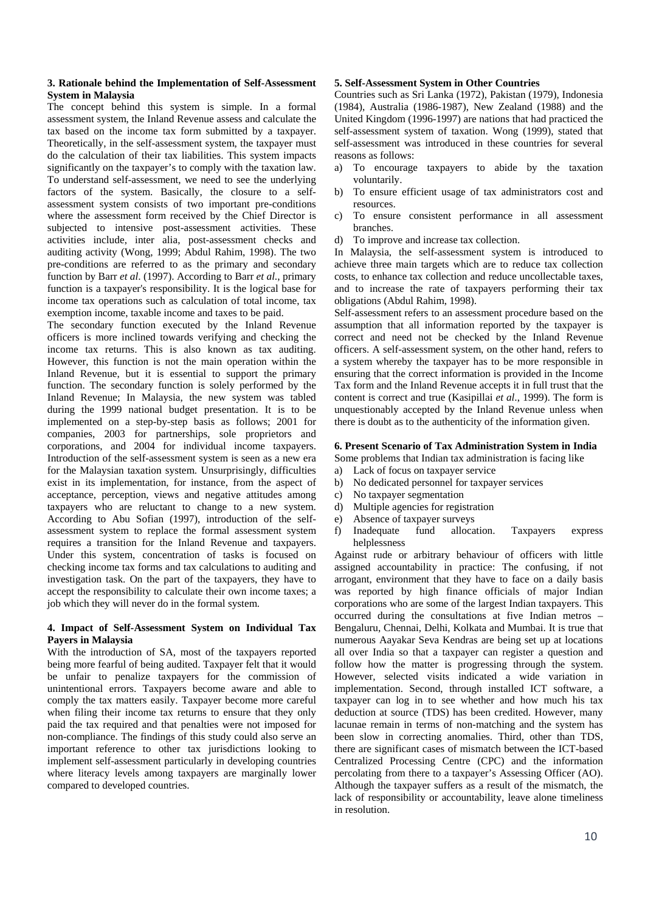#### 3. Rationale behind the Implementation of Self-Assessment System in Malaysia

The concept behind this system is simple. In a formal assessment system, the Inland Revenue assess and calculate the tax based on the income tax form submitted by a taxpayer. Theoretically, in the self-assessment system, the taxpayer must do the calculation of their tax liabilities. This system impacts significantly on the taxpayer's to comply with the taxation law. To understand self-assessment, we need to see the underlying factors of the system. Basically, the closure to a self-assessment system consists of two important pre-conditions where the assessment form received by the Chief Director is subjected to intensive post-assessment activities. These activities include, inter alia, post-assessment checks and auditing activity (Wong, 1999; Abdul Rahim, 1998). The two pre-conditions are referred to as the primary and secondary function by Barr *et al*. (1997). According to Barr *et al*., primary function is a taxpayer's responsibility. It is the logical base for income tax operations such as calculation of total income, tax exemption income, taxable income and taxes to be paid.

The secondary function executed by the Inland Revenue officers is more inclined towards verifying and checking the income tax returns. This is also known as tax auditing. However, this function is not the main operation within the Inland Revenue, but it is essential to support the primary function. The secondary function is solely performed by the Inland Revenue; In Malaysia, the new system was tabled during the 1999 national budget presentation. It is to be implemented on a step-by-step basis as follows; 2001 for companies, 2003 for partnerships, sole proprietors and corporations, and 2004 for individual income taxpayers. Introduction of the self-assessment system is seen as a new era for the Malaysian taxation system. Unsurprisingly, difficulties exist in its implementation, for instance, from the aspect of acceptance, perception, views and negative attitudes among taxpayers who are reluctant to change to a new system. According to Abu Sofian (1997), introduction of the self-assessment system to replace the formal assessment system requires a transition for the Inland Revenue and taxpayers. Under this system, concentration of tasks is focused on checking income tax forms and tax calculations to auditing and investigation task. On the part of the taxpayers, they have to accept the responsibility to calculate their own income taxes; a job which they will never do in the formal system.

#### 4. Impact of Self-Assessment System on Individual Tax Payers in Malaysia

With the introduction of SA, most of the taxpayers reported being more fearful of being audited. Taxpayer felt that it would be unfair to penalize taxpayers for the commission of unintentional errors. Taxpayers become aware and able to comply the tax matters easily. Taxpayer become more careful when filing their income tax returns to ensure that they only paid the tax required and that penalties were not imposed for non-compliance. The findings of this study could also serve an important reference to other tax jurisdictions looking to implement self-assessment particularly in developing countries where literacy levels among taxpayers are marginally lower compared to developed countries.

#### 5. Self-Assessment System in Other Countries

Countries such as Sri Lanka (1972), Pakistan (1979), Indonesia (1984), Australia (1986-1987), New Zealand (1988) and the United Kingdom (1996-1997) are nations that had practiced the self-assessment system of taxation. Wong (1999), stated that self-assessment was introduced in these countries for several reasons as follows:

a) To encourage taxpayers to abide by the taxation voluntarily.
b) To ensure efficient usage of tax administrators cost and resources.
c) To ensure consistent performance in all assessment branches.
d) To improve and increase tax collection.

In Malaysia, the self-assessment system is introduced to achieve three main targets which are to reduce tax collection costs, to enhance tax collection and reduce uncollectable taxes, and to increase the rate of taxpayers performing their tax obligations (Abdul Rahim, 1998).

Self-assessment refers to an assessment procedure based on the assumption that all information reported by the taxpayer is correct and need not be checked by the Inland Revenue officers. A self-assessment system, on the other hand, refers to a system whereby the taxpayer has to be more responsible in ensuring that the correct information is provided in the Income Tax form and the Inland Revenue accepts it in full trust that the content is correct and true (Kasipillai *et al*., 1999). The form is unquestionably accepted by the Inland Revenue unless when there is doubt as to the authenticity of the information given.

#### 6. Present Scenario of Tax Administration System in India

Some problems that Indian tax administration is facing like

a) Lack of focus on taxpayer service
b) No dedicated personnel for taxpayer services
c) No taxpayer segmentation
d) Multiple agencies for registration
e) Absence of taxpayer surveys
f) Inadequate fund allocation. Taxpayers express helplessness

Against rude or arbitrary behaviour of officers with little assigned accountability in practice: The confusing, if not arrogant, environment that they have to face on a daily basis was reported by high finance officials of major Indian corporations who are some of the largest Indian taxpayers. This occurred during the consultations at five Indian metros – Bengaluru, Chennai, Delhi, Kolkata and Mumbai. It is true that numerous Aayakar Seva Kendras are being set up at locations all over India so that a taxpayer can register a question and follow how the matter is progressing through the system. However, selected visits indicated a wide variation in implementation. Second, through installed ICT software, a taxpayer can log in to see whether and how much his tax deduction at source (TDS) has been credited. However, many lacunae remain in terms of non-matching and the system has been slow in correcting anomalies. Third, other than TDS, there are significant cases of mismatch between the ICT-based Centralized Processing Centre (CPC) and the information percolating from there to a taxpayer's Assessing Officer (AO). Although the taxpayer suffers as a result of the mismatch, the lack of responsibility or accountability, leave alone timeliness in resolution.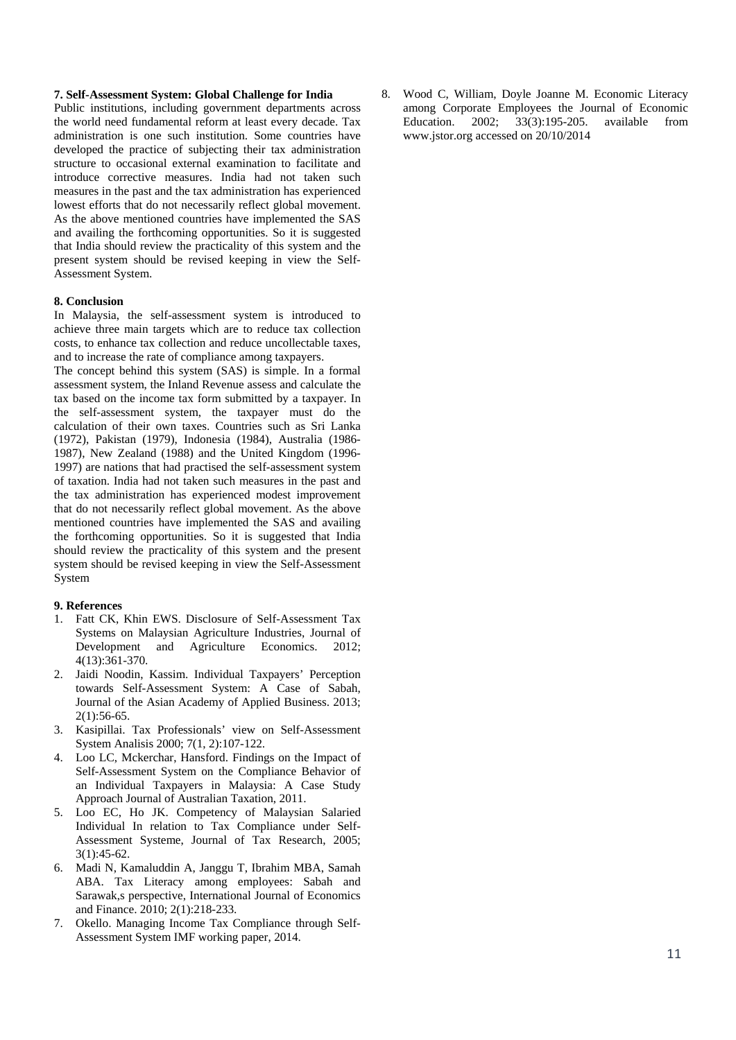## 7. Self-Assessment System: Global Challenge for India

Public institutions, including government departments across the world need fundamental reform at least every decade. Tax administration is one such institution. Some countries have developed the practice of subjecting their tax administration structure to occasional external examination to facilitate and introduce corrective measures. India had not taken such measures in the past and the tax administration has experienced lowest efforts that do not necessarily reflect global movement. As the above mentioned countries have implemented the SAS and availing the forthcoming opportunities. So it is suggested that India should review the practicality of this system and the present system should be revised keeping in view the Self-Assessment System.

## 8. Conclusion

In Malaysia, the self-assessment system is introduced to achieve three main targets which are to reduce tax collection costs, to enhance tax collection and reduce uncollectable taxes, and to increase the rate of compliance among taxpayers.

The concept behind this system (SAS) is simple. In a formal assessment system, the Inland Revenue assess and calculate the tax based on the income tax form submitted by a taxpayer. In the self-assessment system, the taxpayer must do the calculation of their own taxes. Countries such as Sri Lanka (1972), Pakistan (1979), Indonesia (1984), Australia (1986-1987), New Zealand (1988) and the United Kingdom (1996-1997) are nations that had practised the self-assessment system of taxation. India had not taken such measures in the past and the tax administration has experienced modest improvement that do not necessarily reflect global movement. As the above mentioned countries have implemented the SAS and availing the forthcoming opportunities. So it is suggested that India should review the practicality of this system and the present system should be revised keeping in view the Self-Assessment System

## 9. References

1. Fatt CK, Khin EWS. Disclosure of Self-Assessment Tax Systems on Malaysian Agriculture Industries, Journal of Development and Agriculture Economics. 2012; 4(13):361-370.
2. Jaidi Noodin, Kassim. Individual Taxpayers' Perception towards Self-Assessment System: A Case of Sabah, Journal of the Asian Academy of Applied Business. 2013; 2(1):56-65.
3. Kasipillai. Tax Professionals' view on Self-Assessment System Analisis 2000; 7(1, 2):107-122.
4. Loo LC, Mckerchar, Hansford. Findings on the Impact of Self-Assessment System on the Compliance Behavior of an Individual Taxpayers in Malaysia: A Case Study Approach Journal of Australian Taxation, 2011.
5. Loo EC, Ho JK. Competency of Malaysian Salaried Individual In relation to Tax Compliance under Self-Assessment Systeme, Journal of Tax Research, 2005; 3(1):45-62.
6. Madi N, Kamaluddin A, Janggu T, Ibrahim MBA, Samah ABA. Tax Literacy among employees: Sabah and Sarawak,s perspective, International Journal of Economics and Finance. 2010; 2(1):218-233.
7. Okello. Managing Income Tax Compliance through Self-Assessment System IMF working paper, 2014.
8. Wood C, William, Doyle Joanne M. Economic Literacy among Corporate Employees the Journal of Economic Education. 2002; 33(3):195-205. available from www.jstor.org accessed on 20/10/2014